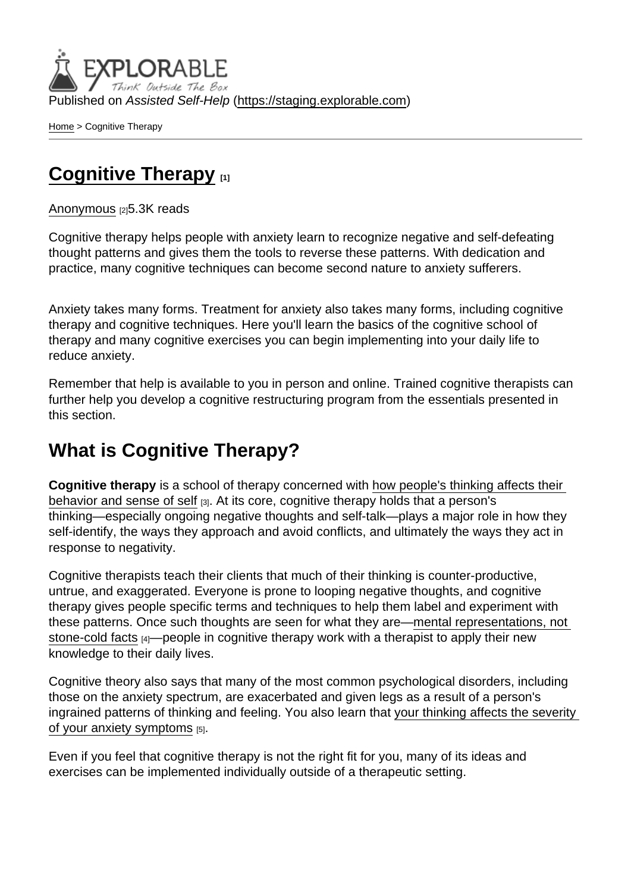Published on *Assisted Self-Help* (https://staging.explorable.com)

Home > Cognitive Therapy

# Cognitive Therapy [1]

Anonymous [2]5.3K reads

Cognitive therapy helps people with anxiety learn to recognize negative and self-defeating thought patterns and gives them the tools to reverse these patterns. With dedication and practice, many cognitive techniques can become second nature to anxiety sufferers.

Anxiety takes many forms. Treatment for anxiety also takes many forms, including cognitive therapy and cognitive techniques. Here you'll learn the basics of the cognitive school of therapy and many cognitive exercises you can begin implementing into your daily life to reduce anxiety.

Remember that help is available to you in person and online. Trained cognitive therapists can further help you develop a cognitive restructuring program from the essentials presented in this section.

## What is Cognitive Therapy?

**Cognitive therapy** is a school of therapy concerned with how people's thinking affects their behavior and sense of self [3]. At its core, cognitive therapy holds that a person's thinking—especially ongoing negative thoughts and self-talk—plays a major role in how they self-identify, the ways they approach and avoid conflicts, and ultimately the ways they act in response to negativity.

Cognitive therapists teach their clients that much of their thinking is counter-productive, untrue, and exaggerated. Everyone is prone to looping negative thoughts, and cognitive therapy gives people specific terms and techniques to help them label and experiment with these patterns. Once such thoughts are seen for what they are—mental representations, not stone-cold facts [4]—people in cognitive therapy work with a therapist to apply their new knowledge to their daily lives.

Cognitive theory also says that many of the most common psychological disorders, including those on the anxiety spectrum, are exacerbated and given legs as a result of a person's ingrained patterns of thinking and feeling. You also learn that your thinking affects the severity of your anxiety symptoms [5].

Even if you feel that cognitive therapy is not the right fit for you, many of its ideas and exercises can be implemented individually outside of a therapeutic setting.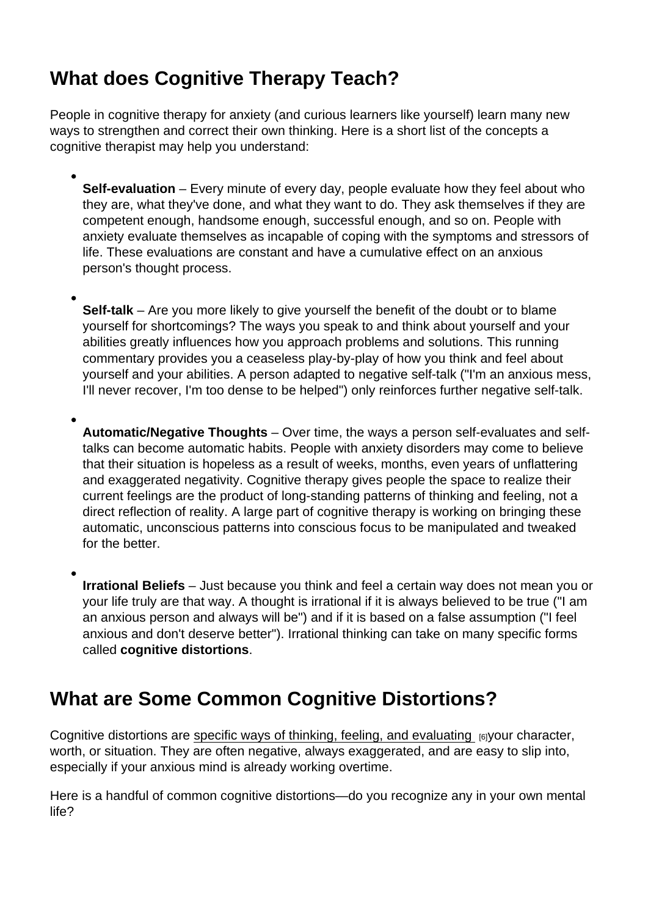## What does Cognitive Therapy Teach?

People in cognitive therapy for anxiety (and curious learners like yourself) learn many new ways to strengthen and correct their own thinking. Here is a short list of the concepts a cognitive therapist may help you understand:

- **Self-evaluation** – Every minute of every day, people evaluate how they feel about who they are, what they've done, and what they want to do. They ask themselves if they are competent enough, handsome enough, successful enough, and so on. People with anxiety evaluate themselves as incapable of coping with the symptoms and stressors of life. These evaluations are constant and have a cumulative effect on an anxious person's thought process.

- **Self-talk** – Are you more likely to give yourself the benefit of the doubt or to blame yourself for shortcomings? The ways you speak to and think about yourself and your abilities greatly influences how you approach problems and solutions. This running commentary provides you a ceaseless play-by-play of how you think and feel about yourself and your abilities. A person adapted to negative self-talk ("I'm an anxious mess, I'll never recover, I'm too dense to be helped") only reinforces further negative self-talk.

- **Automatic/Negative Thoughts** – Over time, the ways a person self-evaluates and self-talks can become automatic habits. People with anxiety disorders may come to believe that their situation is hopeless as a result of weeks, months, even years of unflattering and exaggerated negativity. Cognitive therapy gives people the space to realize their current feelings are the product of long-standing patterns of thinking and feeling, not a direct reflection of reality. A large part of cognitive therapy is working on bringing these automatic, unconscious patterns into conscious focus to be manipulated and tweaked for the better.

- **Irrational Beliefs** – Just because you think and feel a certain way does not mean you or your life truly are that way. A thought is irrational if it is always believed to be true ("I am an anxious person and always will be") and if it is based on a false assumption ("I feel anxious and don't deserve better"). Irrational thinking can take on many specific forms called **cognitive distortions**.

## What are Some Common Cognitive Distortions?

Cognitive distortions are specific ways of thinking, feeling, and evaluating [6] your character, worth, or situation. They are often negative, always exaggerated, and are easy to slip into, especially if your anxious mind is already working overtime.

Here is a handful of common cognitive distortions—do you recognize any in your own mental life?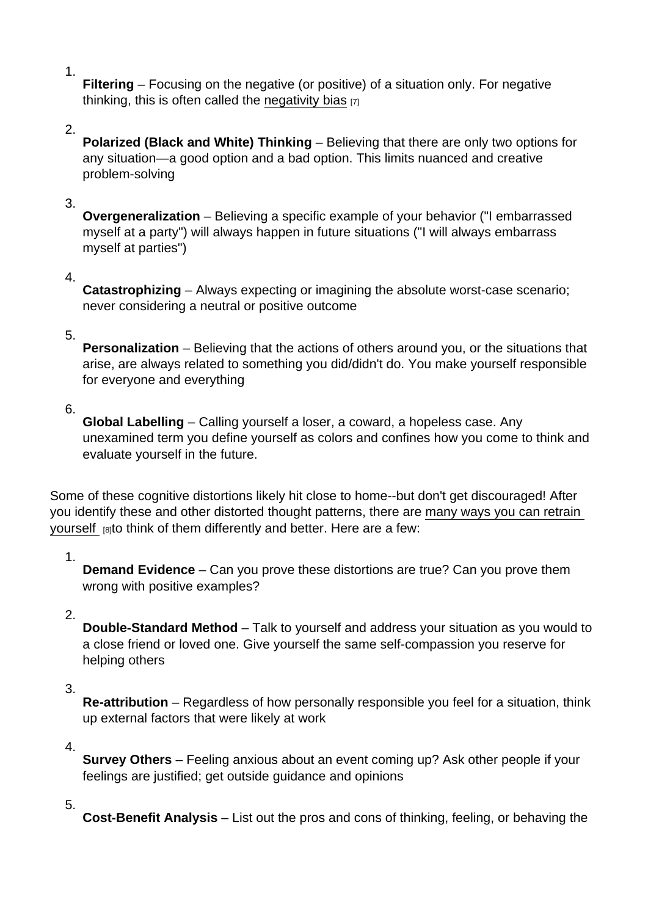1. **Filtering** – Focusing on the negative (or positive) of a situation only. For negative thinking, this is often called the negativity bias [7]

2. **Polarized (Black and White) Thinking** – Believing that there are only two options for any situation—a good option and a bad option. This limits nuanced and creative problem-solving

3. **Overgeneralization** – Believing a specific example of your behavior ("I embarrassed myself at a party") will always happen in future situations ("I will always embarrass myself at parties")

4. **Catastrophizing** – Always expecting or imagining the absolute worst-case scenario; never considering a neutral or positive outcome

5. **Personalization** – Believing that the actions of others around you, or the situations that arise, are always related to something you did/didn't do. You make yourself responsible for everyone and everything

6. **Global Labelling** – Calling yourself a loser, a coward, a hopeless case. Any unexamined term you define yourself as colors and confines how you come to think and evaluate yourself in the future.

Some of these cognitive distortions likely hit close to home--but don't get discouraged! After you identify these and other distorted thought patterns, there are many ways you can retrain yourself [8] to think of them differently and better. Here are a few:

1. **Demand Evidence** – Can you prove these distortions are true? Can you prove them wrong with positive examples?

2. **Double-Standard Method** – Talk to yourself and address your situation as you would to a close friend or loved one. Give yourself the same self-compassion you reserve for helping others

3. **Re-attribution** – Regardless of how personally responsible you feel for a situation, think up external factors that were likely at work

4. **Survey Others** – Feeling anxious about an event coming up? Ask other people if your feelings are justified; get outside guidance and opinions

5. **Cost-Benefit Analysis** – List out the pros and cons of thinking, feeling, or behaving the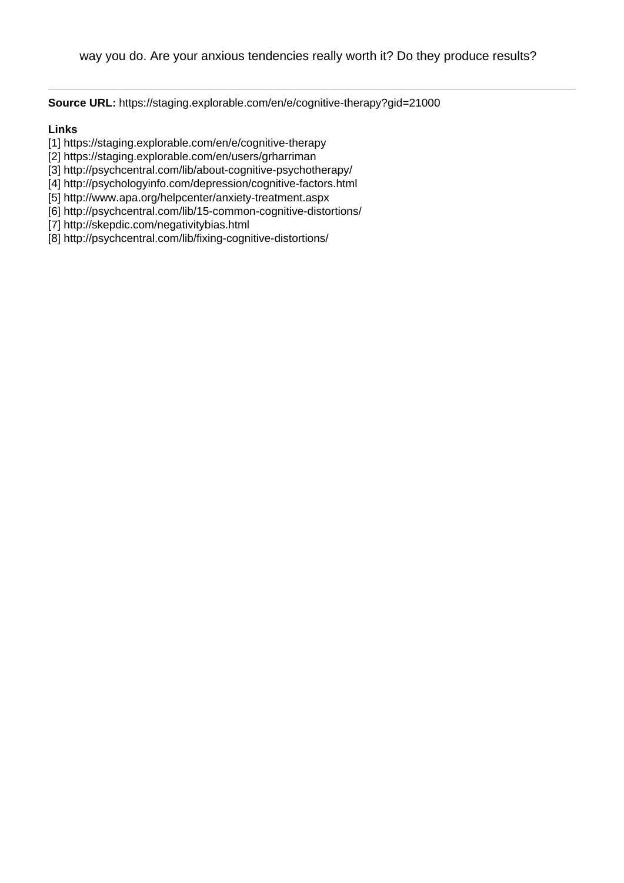way you do. Are your anxious tendencies really worth it? Do they produce results?

---

**Source URL:** https://staging.explorable.com/en/e/cognitive-therapy?gid=21000

**Links**

[1] https://staging.explorable.com/en/e/cognitive-therapy
[2] https://staging.explorable.com/en/users/grharriman
[3] http://psychcentral.com/lib/about-cognitive-psychotherapy/
[4] http://psychologyinfo.com/depression/cognitive-factors.html
[5] http://www.apa.org/helpcenter/anxiety-treatment.aspx
[6] http://psychcentral.com/lib/15-common-cognitive-distortions/
[7] http://skepdic.com/negativitybias.html
[8] http://psychcentral.com/lib/fixing-cognitive-distortions/